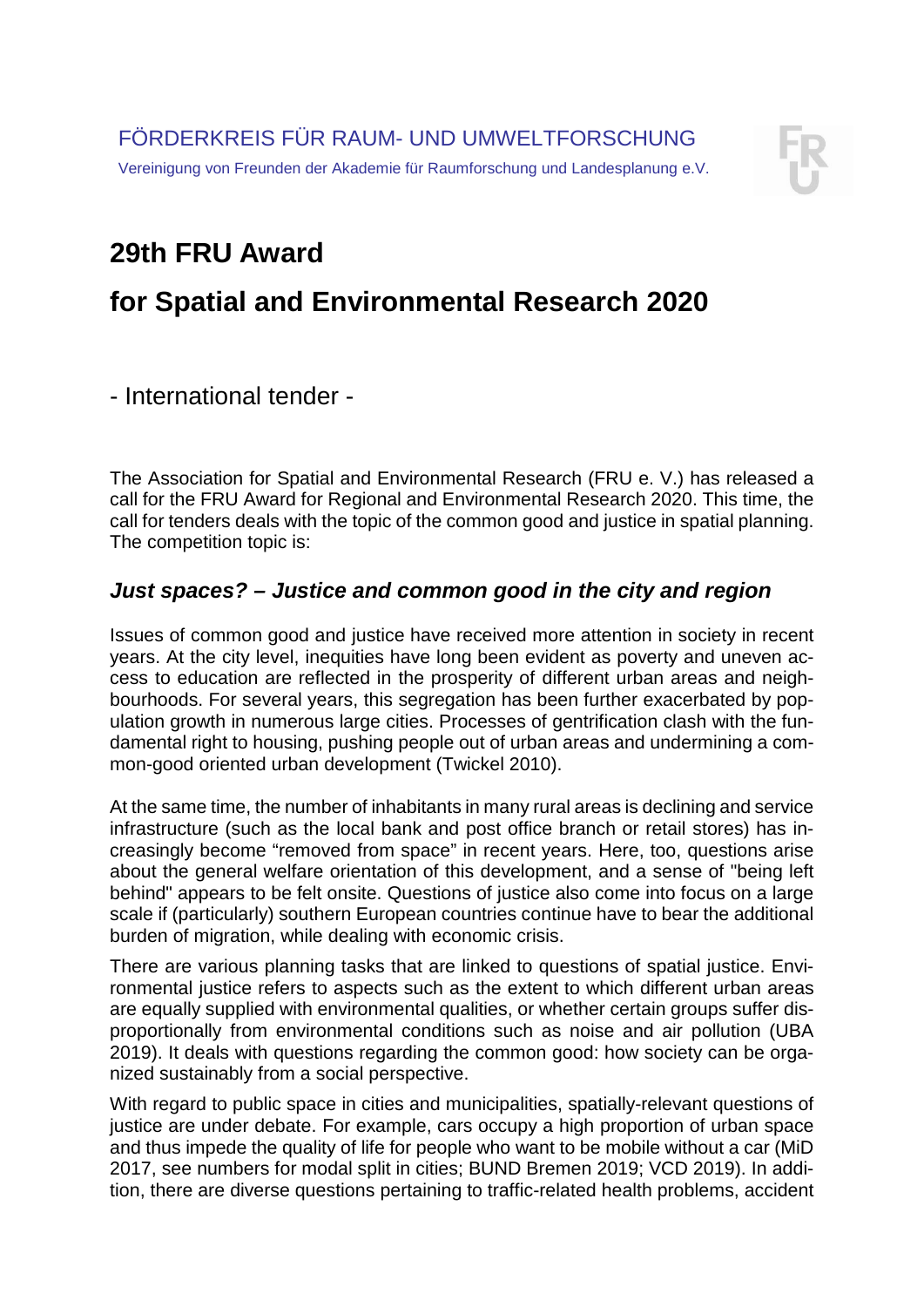FÖRDERKREIS FÜR RAUM- UND UMWELTFORSCHUNG

Vereinigung von Freunden der Akademie für Raumforschung und Landesplanung e.V.

# 29th FRU Award

# for Spatial and Environmental Research 2020

- International tender -

The Association for Spatial and Environmental Research (FRU e. V.) has released a call for the FRU Award for Regional and Environmental Research 2020. This time, the call for tenders deals with the topic of the common good and justice in spatial planning. The competition topic is:

## *Just spaces? – Justice and common good in the city and region*

Issues of common good and justice have received more attention in society in recent years. At the city level, inequities have long been evident as poverty and uneven access to education are reflected in the prosperity of different urban areas and neighbourhoods. For several years, this segregation has been further exacerbated by population growth in numerous large cities. Processes of gentrification clash with the fundamental right to housing, pushing people out of urban areas and undermining a common-good oriented urban development (Twickel 2010).

At the same time, the number of inhabitants in many rural areas is declining and service infrastructure (such as the local bank and post office branch or retail stores) has increasingly become "removed from space" in recent years. Here, too, questions arise about the general welfare orientation of this development, and a sense of "being left behind" appears to be felt onsite. Questions of justice also come into focus on a large scale if (particularly) southern European countries continue have to bear the additional burden of migration, while dealing with economic crisis.

There are various planning tasks that are linked to questions of spatial justice. Environmental justice refers to aspects such as the extent to which different urban areas are equally supplied with environmental qualities, or whether certain groups suffer disproportionally from environmental conditions such as noise and air pollution (UBA 2019). It deals with questions regarding the common good: how society can be organized sustainably from a social perspective.

With regard to public space in cities and municipalities, spatially-relevant questions of justice are under debate. For example, cars occupy a high proportion of urban space and thus impede the quality of life for people who want to be mobile without a car (MiD 2017, see numbers for modal split in cities; BUND Bremen 2019; VCD 2019). In addition, there are diverse questions pertaining to traffic-related health problems, accident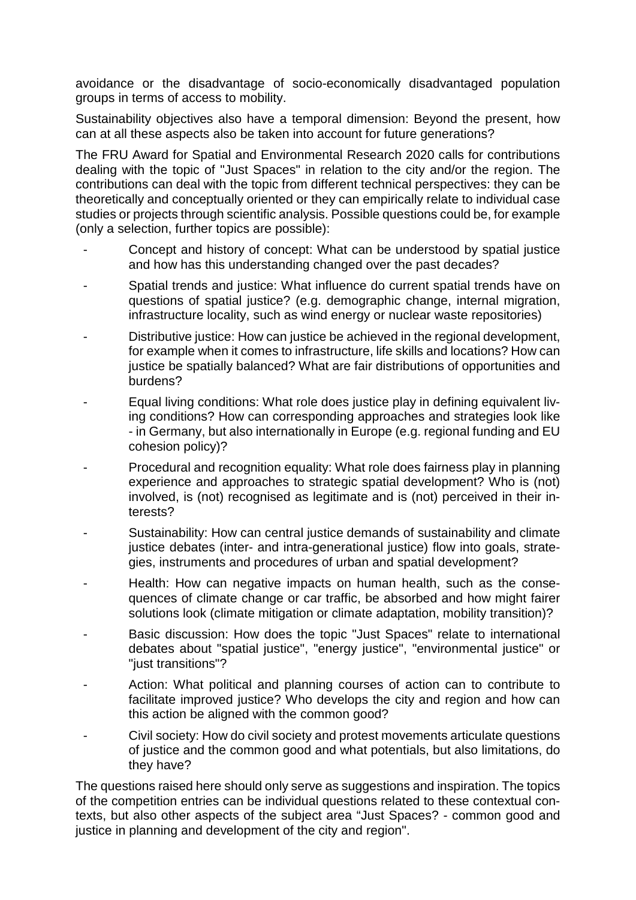avoidance or the disadvantage of socio-economically disadvantaged population groups in terms of access to mobility.

Sustainability objectives also have a temporal dimension: Beyond the present, how can at all these aspects also be taken into account for future generations?

The FRU Award for Spatial and Environmental Research 2020 calls for contributions dealing with the topic of "Just Spaces" in relation to the city and/or the region. The contributions can deal with the topic from different technical perspectives: they can be theoretically and conceptually oriented or they can empirically relate to individual case studies or projects through scientific analysis. Possible questions could be, for example (only a selection, further topics are possible):

- Concept and history of concept: What can be understood by spatial justice and how has this understanding changed over the past decades?
- Spatial trends and justice: What influence do current spatial trends have on questions of spatial justice? (e.g. demographic change, internal migration, infrastructure locality, such as wind energy or nuclear waste repositories)
- Distributive justice: How can justice be achieved in the regional development, for example when it comes to infrastructure, life skills and locations? How can justice be spatially balanced? What are fair distributions of opportunities and burdens?
- Equal living conditions: What role does justice play in defining equivalent living conditions? How can corresponding approaches and strategies look like - in Germany, but also internationally in Europe (e.g. regional funding and EU cohesion policy)?
- Procedural and recognition equality: What role does fairness play in planning experience and approaches to strategic spatial development? Who is (not) involved, is (not) recognised as legitimate and is (not) perceived in their interests?
- Sustainability: How can central justice demands of sustainability and climate justice debates (inter- and intra-generational justice) flow into goals, strategies, instruments and procedures of urban and spatial development?
- Health: How can negative impacts on human health, such as the consequences of climate change or car traffic, be absorbed and how might fairer solutions look (climate mitigation or climate adaptation, mobility transition)?
- Basic discussion: How does the topic "Just Spaces" relate to international debates about "spatial justice", "energy justice", "environmental justice" or "just transitions"?
- Action: What political and planning courses of action can to contribute to facilitate improved justice? Who develops the city and region and how can this action be aligned with the common good?
- Civil society: How do civil society and protest movements articulate questions of justice and the common good and what potentials, but also limitations, do they have?

The questions raised here should only serve as suggestions and inspiration. The topics of the competition entries can be individual questions related to these contextual contexts, but also other aspects of the subject area "Just Spaces? - common good and justice in planning and development of the city and region".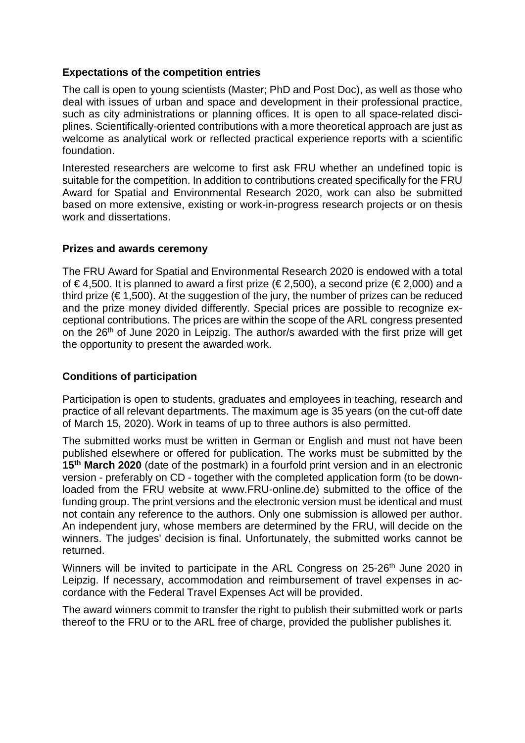### Expectations of the competition entries

The call is open to young scientists (Master; PhD and Post Doc), as well as those who deal with issues of urban and space and development in their professional practice, such as city administrations or planning offices. It is open to all space-related disciplines. Scientifically-oriented contributions with a more theoretical approach are just as welcome as analytical work or reflected practical experience reports with a scientific foundation.

Interested researchers are welcome to first ask FRU whether an undefined topic is suitable for the competition. In addition to contributions created specifically for the FRU Award for Spatial and Environmental Research 2020, work can also be submitted based on more extensive, existing or work-in-progress research projects or on thesis work and dissertations.

### Prizes and awards ceremony

The FRU Award for Spatial and Environmental Research 2020 is endowed with a total of € 4,500. It is planned to award a first prize (€ 2,500), a second prize (€ 2,000) and a third prize (€ 1,500). At the suggestion of the jury, the number of prizes can be reduced and the prize money divided differently. Special prices are possible to recognize exceptional contributions. The prices are within the scope of the ARL congress presented on the 26th of June 2020 in Leipzig. The author/s awarded with the first prize will get the opportunity to present the awarded work.

### Conditions of participation

Participation is open to students, graduates and employees in teaching, research and practice of all relevant departments. The maximum age is 35 years (on the cut-off date of March 15, 2020). Work in teams of up to three authors is also permitted.

The submitted works must be written in German or English and must not have been published elsewhere or offered for publication. The works must be submitted by the **15th March 2020** (date of the postmark) in a fourfold print version and in an electronic version - preferably on CD - together with the completed application form (to be downloaded from the FRU website at www.FRU-online.de) submitted to the office of the funding group. The print versions and the electronic version must be identical and must not contain any reference to the authors. Only one submission is allowed per author. An independent jury, whose members are determined by the FRU, will decide on the winners. The judges' decision is final. Unfortunately, the submitted works cannot be returned.

Winners will be invited to participate in the ARL Congress on 25-26th June 2020 in Leipzig. If necessary, accommodation and reimbursement of travel expenses in accordance with the Federal Travel Expenses Act will be provided.

The award winners commit to transfer the right to publish their submitted work or parts thereof to the FRU or to the ARL free of charge, provided the publisher publishes it.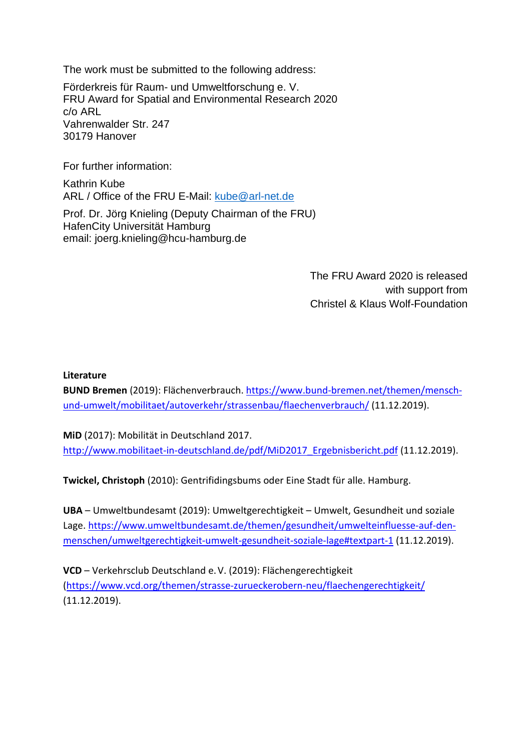The work must be submitted to the following address:

Förderkreis für Raum- und Umweltforschung e. V.
FRU Award for Spatial and Environmental Research 2020
c/o ARL
Vahrenwalder Str. 247
30179 Hanover

For further information:

Kathrin Kube
ARL / Office of the FRU E-Mail: kube@arl-net.de

Prof. Dr. Jörg Knieling (Deputy Chairman of the FRU)
HafenCity Universität Hamburg
email: joerg.knieling@hcu-hamburg.de

The FRU Award 2020 is released
with support from
Christel & Klaus Wolf-Foundation

**Literature**

**BUND Bremen** (2019): Flächenverbrauch. https://www.bund-bremen.net/themen/mensch-und-umwelt/mobilitaet/autoverkehr/strassenbau/flaechenverbrauch/ (11.12.2019).

**MiD** (2017): Mobilität in Deutschland 2017. http://www.mobilitaet-in-deutschland.de/pdf/MiD2017_Ergebnisbericht.pdf (11.12.2019).

**Twickel, Christoph** (2010): Gentrifidingsbums oder Eine Stadt für alle. Hamburg.

**UBA** – Umweltbundesamt (2019): Umweltgerechtigkeit – Umwelt, Gesundheit und soziale Lage. https://www.umweltbundesamt.de/themen/gesundheit/umwelteinfluesse-auf-den-menschen/umweltgerechtigkeit-umwelt-gesundheit-soziale-lage#textpart-1 (11.12.2019).

**VCD** – Verkehrsclub Deutschland e. V. (2019): Flächengerechtigkeit (https://www.vcd.org/themen/strasse-zurueckerobern-neu/flaechengerechtigkeit/ (11.12.2019).